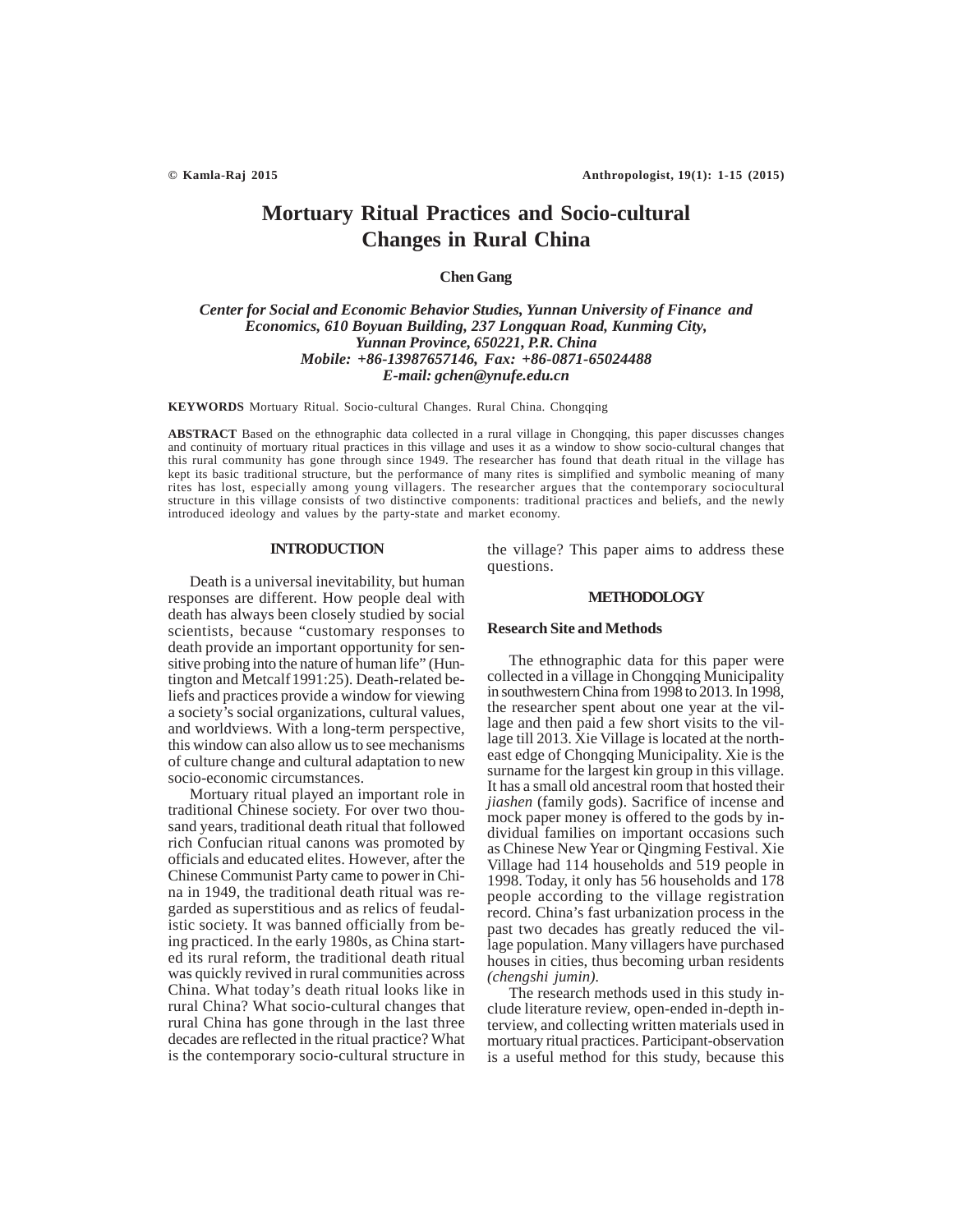# Mortuary Ritual Practices and Socio-cultural Changes in Rural China

**Chen Gang**

***Center for Social and Economic Behavior Studies, Yunnan University of Finance and Economics, 610 Boyuan Building, 237 Longquan Road, Kunming City, Yunnan Province, 650221, P.R. China***
***Mobile: +86-13987657146, Fax: +86-0871-65024488***
***E-mail: gchen@ynufe.edu.cn***

**KEYWORDS** Mortuary Ritual. Socio-cultural Changes. Rural China. Chongqing

**ABSTRACT** Based on the ethnographic data collected in a rural village in Chongqing, this paper discusses changes and continuity of mortuary ritual practices in this village and uses it as a window to show socio-cultural changes that this rural community has gone through since 1949. The researcher has found that death ritual in the village has kept its basic traditional structure, but the performance of many rites is simplified and symbolic meaning of many rites has lost, especially among young villagers. The researcher argues that the contemporary sociocultural structure in this village consists of two distinctive components: traditional practices and beliefs, and the newly introduced ideology and values by the party-state and market economy.

## INTRODUCTION

Death is a universal inevitability, but human responses are different. How people deal with death has always been closely studied by social scientists, because "customary responses to death provide an important opportunity for sensitive probing into the nature of human life" (Huntington and Metcalf 1991:25). Death-related beliefs and practices provide a window for viewing a society's social organizations, cultural values, and worldviews. With a long-term perspective, this window can also allow us to see mechanisms of culture change and cultural adaptation to new socio-economic circumstances.

Mortuary ritual played an important role in traditional Chinese society. For over two thousand years, traditional death ritual that followed rich Confucian ritual canons was promoted by officials and educated elites. However, after the Chinese Communist Party came to power in China in 1949, the traditional death ritual was regarded as superstitious and as relics of feudalistic society. It was banned officially from being practiced. In the early 1980s, as China started its rural reform, the traditional death ritual was quickly revived in rural communities across China. What today's death ritual looks like in rural China? What socio-cultural changes that rural China has gone through in the last three decades are reflected in the ritual practice? What is the contemporary socio-cultural structure in the village? This paper aims to address these questions.

## METHODOLOGY

### Research Site and Methods

The ethnographic data for this paper were collected in a village in Chongqing Municipality in southwestern China from 1998 to 2013. In 1998, the researcher spent about one year at the village and then paid a few short visits to the village till 2013. Xie Village is located at the northeast edge of Chongqing Municipality. Xie is the surname for the largest kin group in this village. It has a small old ancestral room that hosted their *jiashen* (family gods). Sacrifice of incense and mock paper money is offered to the gods by individual families on important occasions such as Chinese New Year or Qingming Festival. Xie Village had 114 households and 519 people in 1998. Today, it only has 56 households and 178 people according to the village registration record. China's fast urbanization process in the past two decades has greatly reduced the village population. Many villagers have purchased houses in cities, thus becoming urban residents *(chengshi jumin).*

The research methods used in this study include literature review, open-ended in-depth interview, and collecting written materials used in mortuary ritual practices. Participant-observation is a useful method for this study, because this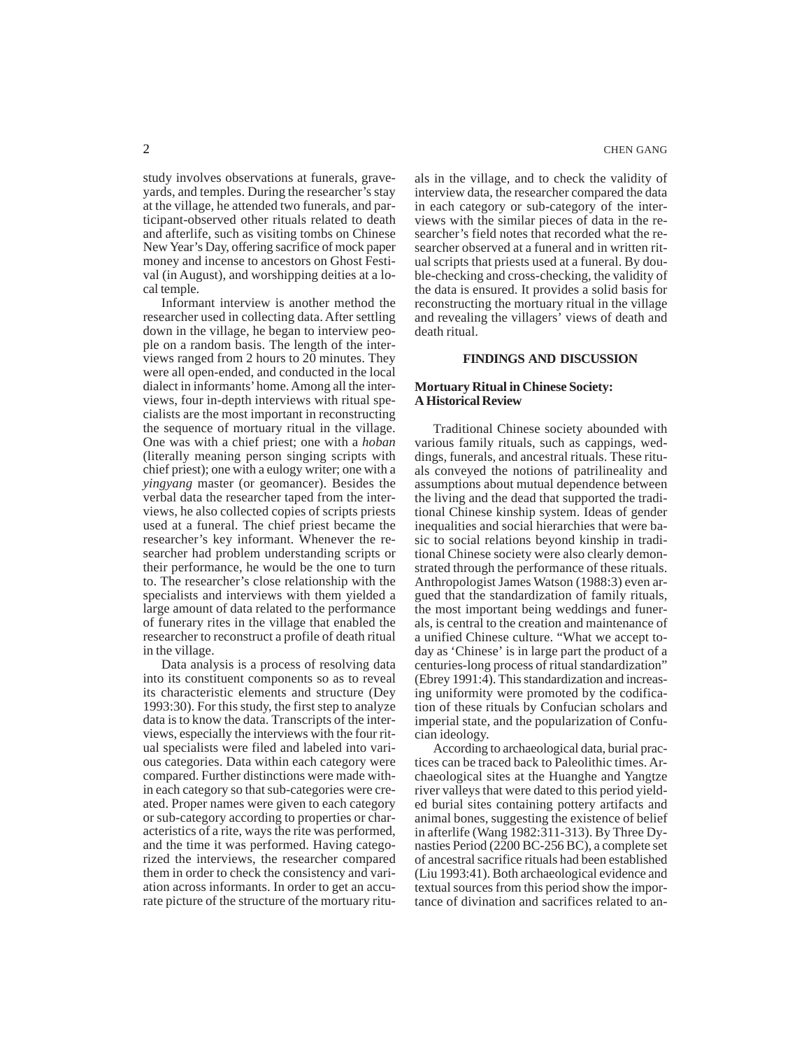study involves observations at funerals, graveyards, and temples. During the researcher's stay at the village, he attended two funerals, and participant-observed other rituals related to death and afterlife, such as visiting tombs on Chinese New Year's Day, offering sacrifice of mock paper money and incense to ancestors on Ghost Festival (in August), and worshipping deities at a local temple.

Informant interview is another method the researcher used in collecting data. After settling down in the village, he began to interview people on a random basis. The length of the interviews ranged from 2 hours to 20 minutes. They were all open-ended, and conducted in the local dialect in informants' home. Among all the interviews, four in-depth interviews with ritual specialists are the most important in reconstructing the sequence of mortuary ritual in the village. One was with a chief priest; one with a *hoban* (literally meaning person singing scripts with chief priest); one with a eulogy writer; one with a *yingyang* master (or geomancer). Besides the verbal data the researcher taped from the interviews, he also collected copies of scripts priests used at a funeral. The chief priest became the researcher's key informant. Whenever the researcher had problem understanding scripts or their performance, he would be the one to turn to. The researcher's close relationship with the specialists and interviews with them yielded a large amount of data related to the performance of funerary rites in the village that enabled the researcher to reconstruct a profile of death ritual in the village.

Data analysis is a process of resolving data into its constituent components so as to reveal its characteristic elements and structure (Dey 1993:30). For this study, the first step to analyze data is to know the data. Transcripts of the interviews, especially the interviews with the four ritual specialists were filed and labeled into various categories. Data within each category were compared. Further distinctions were made within each category so that sub-categories were created. Proper names were given to each category or sub-category according to properties or characteristics of a rite, ways the rite was performed, and the time it was performed. Having categorized the interviews, the researcher compared them in order to check the consistency and variation across informants. In order to get an accurate picture of the structure of the mortuary rituals in the village, and to check the validity of interview data, the researcher compared the data in each category or sub-category of the interviews with the similar pieces of data in the researcher's field notes that recorded what the researcher observed at a funeral and in written ritual scripts that priests used at a funeral. By double-checking and cross-checking, the validity of the data is ensured. It provides a solid basis for reconstructing the mortuary ritual in the village and revealing the villagers' views of death and death ritual.

## FINDINGS AND DISCUSSION

### Mortuary Ritual in Chinese Society: A Historical Review

Traditional Chinese society abounded with various family rituals, such as cappings, weddings, funerals, and ancestral rituals. These rituals conveyed the notions of patrilineality and assumptions about mutual dependence between the living and the dead that supported the traditional Chinese kinship system. Ideas of gender inequalities and social hierarchies that were basic to social relations beyond kinship in traditional Chinese society were also clearly demonstrated through the performance of these rituals. Anthropologist James Watson (1988:3) even argued that the standardization of family rituals, the most important being weddings and funerals, is central to the creation and maintenance of a unified Chinese culture. "What we accept today as 'Chinese' is in large part the product of a centuries-long process of ritual standardization" (Ebrey 1991:4). This standardization and increasing uniformity were promoted by the codification of these rituals by Confucian scholars and imperial state, and the popularization of Confucian ideology.

According to archaeological data, burial practices can be traced back to Paleolithic times. Archaeological sites at the Huanghe and Yangtze river valleys that were dated to this period yielded burial sites containing pottery artifacts and animal bones, suggesting the existence of belief in afterlife (Wang 1982:311-313). By Three Dynasties Period (2200 BC-256 BC), a complete set of ancestral sacrifice rituals had been established (Liu 1993:41). Both archaeological evidence and textual sources from this period show the importance of divination and sacrifices related to an-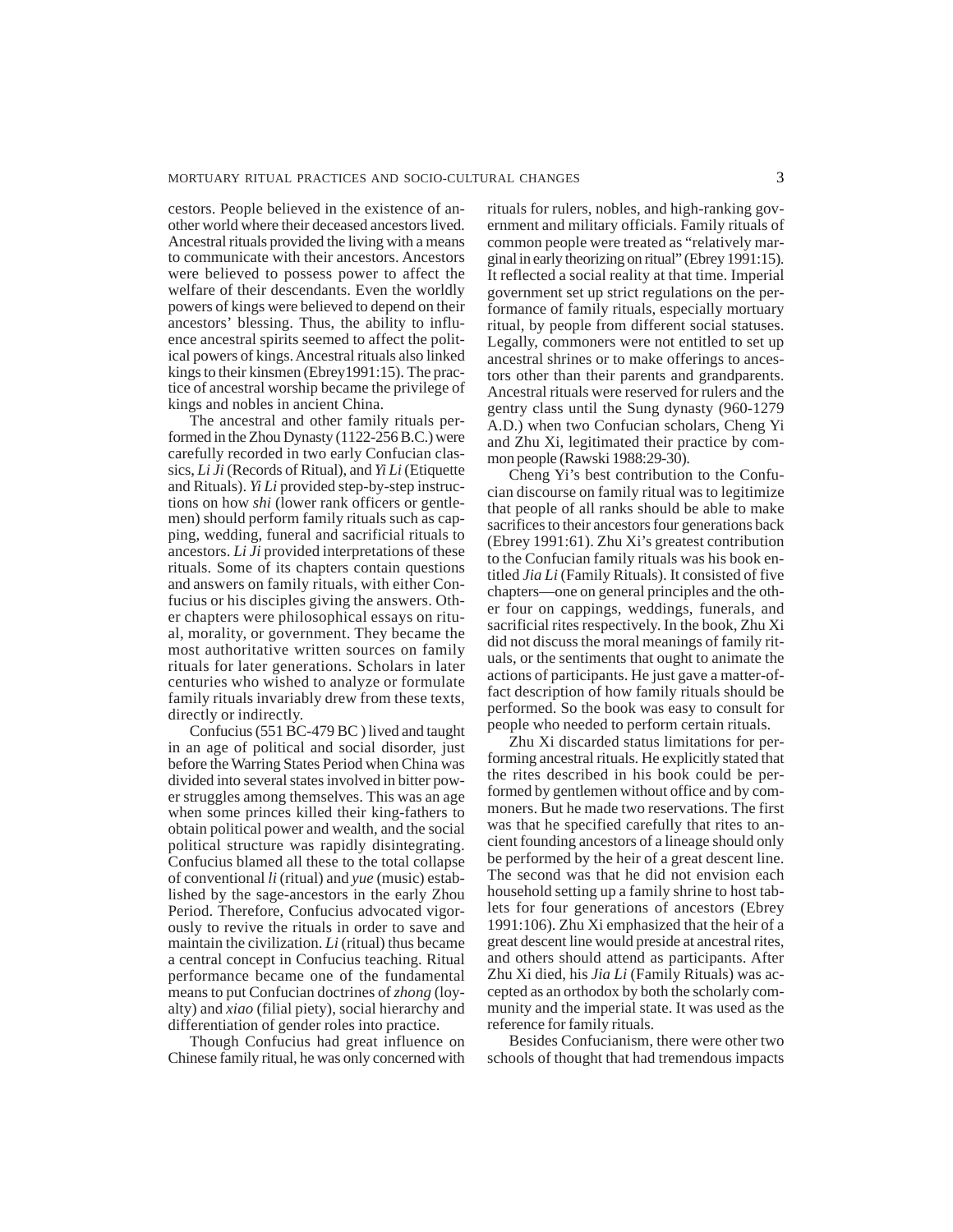cestors. People believed in the existence of another world where their deceased ancestors lived. Ancestral rituals provided the living with a means to communicate with their ancestors. Ancestors were believed to possess power to affect the welfare of their descendants. Even the worldly powers of kings were believed to depend on their ancestors' blessing. Thus, the ability to influence ancestral spirits seemed to affect the political powers of kings. Ancestral rituals also linked kings to their kinsmen (Ebrey1991:15). The practice of ancestral worship became the privilege of kings and nobles in ancient China.

The ancestral and other family rituals performed in the Zhou Dynasty (1122-256 B.C.) were carefully recorded in two early Confucian classics, *Li Ji* (Records of Ritual), and *Yi Li* (Etiquette and Rituals). *Yi Li* provided step-by-step instructions on how *shi* (lower rank officers or gentlemen) should perform family rituals such as capping, wedding, funeral and sacrificial rituals to ancestors. *Li Ji* provided interpretations of these rituals. Some of its chapters contain questions and answers on family rituals, with either Confucius or his disciples giving the answers. Other chapters were philosophical essays on ritual, morality, or government. They became the most authoritative written sources on family rituals for later generations. Scholars in later centuries who wished to analyze or formulate family rituals invariably drew from these texts, directly or indirectly.

Confucius (551 BC-479 BC ) lived and taught in an age of political and social disorder, just before the Warring States Period when China was divided into several states involved in bitter power struggles among themselves. This was an age when some princes killed their king-fathers to obtain political power and wealth, and the social political structure was rapidly disintegrating. Confucius blamed all these to the total collapse of conventional *li* (ritual) and *yue* (music) established by the sage-ancestors in the early Zhou Period. Therefore, Confucius advocated vigorously to revive the rituals in order to save and maintain the civilization. *Li* (ritual) thus became a central concept in Confucius teaching. Ritual performance became one of the fundamental means to put Confucian doctrines of *zhong* (loyalty) and *xiao* (filial piety), social hierarchy and differentiation of gender roles into practice.

Though Confucius had great influence on Chinese family ritual, he was only concerned with rituals for rulers, nobles, and high-ranking government and military officials. Family rituals of common people were treated as "relatively marginal in early theorizing on ritual" (Ebrey 1991:15). It reflected a social reality at that time. Imperial government set up strict regulations on the performance of family rituals, especially mortuary ritual, by people from different social statuses. Legally, commoners were not entitled to set up ancestral shrines or to make offerings to ancestors other than their parents and grandparents. Ancestral rituals were reserved for rulers and the gentry class until the Sung dynasty (960-1279 A.D.) when two Confucian scholars, Cheng Yi and Zhu Xi, legitimated their practice by common people (Rawski 1988:29-30).

Cheng Yi's best contribution to the Confucian discourse on family ritual was to legitimize that people of all ranks should be able to make sacrifices to their ancestors four generations back (Ebrey 1991:61). Zhu Xi's greatest contribution to the Confucian family rituals was his book entitled *Jia Li* (Family Rituals). It consisted of five chapters—one on general principles and the other four on cappings, weddings, funerals, and sacrificial rites respectively. In the book, Zhu Xi did not discuss the moral meanings of family rituals, or the sentiments that ought to animate the actions of participants. He just gave a matter-of-fact description of how family rituals should be performed. So the book was easy to consult for people who needed to perform certain rituals.

Zhu Xi discarded status limitations for performing ancestral rituals. He explicitly stated that the rites described in his book could be performed by gentlemen without office and by commoners. But he made two reservations. The first was that he specified carefully that rites to ancient founding ancestors of a lineage should only be performed by the heir of a great descent line. The second was that he did not envision each household setting up a family shrine to host tablets for four generations of ancestors (Ebrey 1991:106). Zhu Xi emphasized that the heir of a great descent line would preside at ancestral rites, and others should attend as participants. After Zhu Xi died, his *Jia Li* (Family Rituals) was accepted as an orthodox by both the scholarly community and the imperial state. It was used as the reference for family rituals.

Besides Confucianism, there were other two schools of thought that had tremendous impacts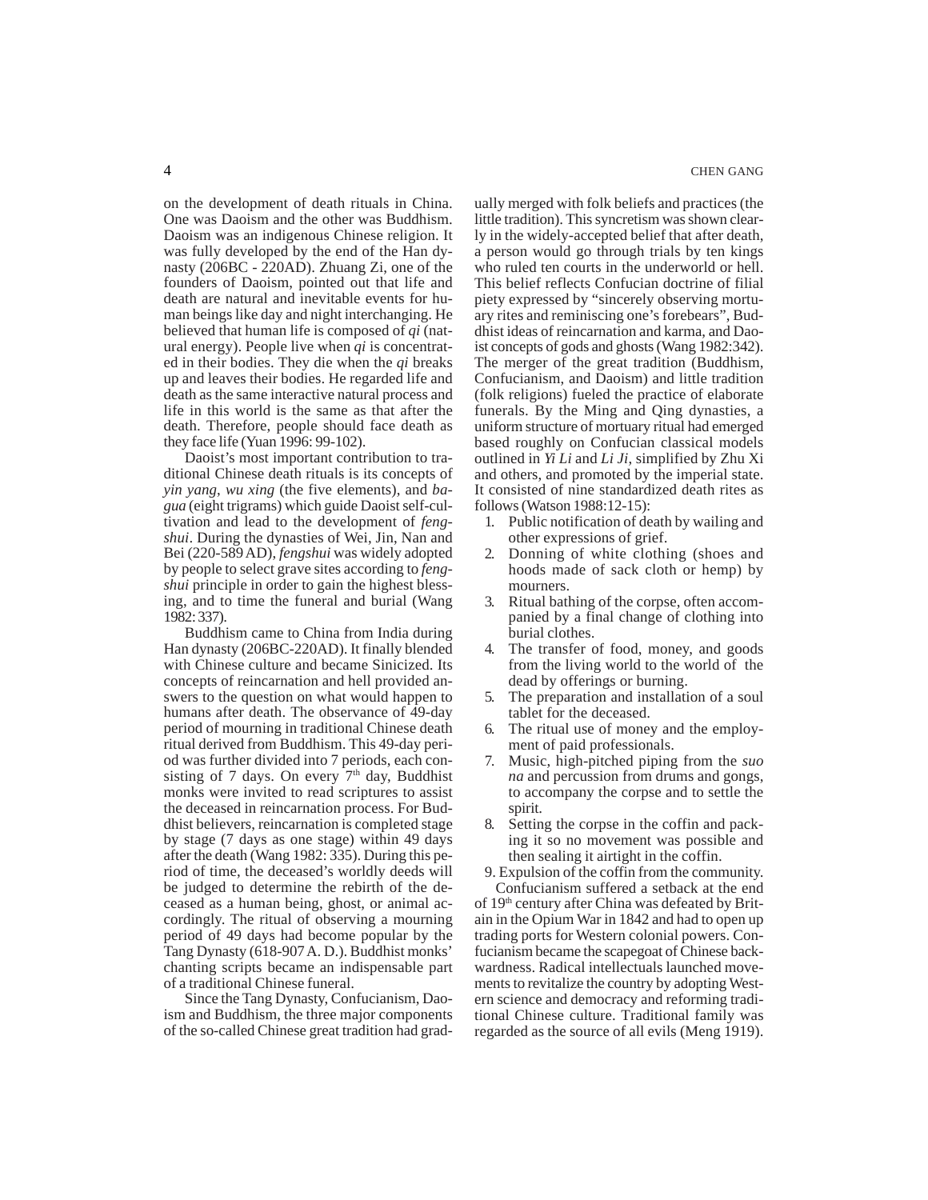on the development of death rituals in China. One was Daoism and the other was Buddhism. Daoism was an indigenous Chinese religion. It was fully developed by the end of the Han dynasty (206BC - 220AD). Zhuang Zi, one of the founders of Daoism, pointed out that life and death are natural and inevitable events for human beings like day and night interchanging. He believed that human life is composed of *qi* (natural energy). People live when *qi* is concentrated in their bodies. They die when the *qi* breaks up and leaves their bodies. He regarded life and death as the same interactive natural process and life in this world is the same as that after the death. Therefore, people should face death as they face life (Yuan 1996: 99-102).

Daoist's most important contribution to traditional Chinese death rituals is its concepts of *yin yang*, *wu xing* (the five elements), and *ba-gua* (eight trigrams) which guide Daoist self-cultivation and lead to the development of *feng-shui*. During the dynasties of Wei, Jin, Nan and Bei (220-589 AD), *fengshui* was widely adopted by people to select grave sites according to *feng-shui* principle in order to gain the highest blessing, and to time the funeral and burial (Wang 1982: 337).

Buddhism came to China from India during Han dynasty (206BC-220AD). It finally blended with Chinese culture and became Sinicized. Its concepts of reincarnation and hell provided answers to the question on what would happen to humans after death. The observance of 49-day period of mourning in traditional Chinese death ritual derived from Buddhism. This 49-day period was further divided into 7 periods, each consisting of 7 days. On every 7th day, Buddhist monks were invited to read scriptures to assist the deceased in reincarnation process. For Buddhist believers, reincarnation is completed stage by stage (7 days as one stage) within 49 days after the death (Wang 1982: 335). During this period of time, the deceased's worldly deeds will be judged to determine the rebirth of the deceased as a human being, ghost, or animal accordingly. The ritual of observing a mourning period of 49 days had become popular by the Tang Dynasty (618-907 A. D.). Buddhist monks' chanting scripts became an indispensable part of a traditional Chinese funeral.

Since the Tang Dynasty, Confucianism, Daoism and Buddhism, the three major components of the so-called Chinese great tradition had gradually merged with folk beliefs and practices (the little tradition). This syncretism was shown clearly in the widely-accepted belief that after death, a person would go through trials by ten kings who ruled ten courts in the underworld or hell. This belief reflects Confucian doctrine of filial piety expressed by "sincerely observing mortuary rites and reminiscing one's forebears", Buddhist ideas of reincarnation and karma, and Daoist concepts of gods and ghosts (Wang 1982:342). The merger of the great tradition (Buddhism, Confucianism, and Daoism) and little tradition (folk religions) fueled the practice of elaborate funerals. By the Ming and Qing dynasties, a uniform structure of mortuary ritual had emerged based roughly on Confucian classical models outlined in *Yi Li* and *Li Ji*, simplified by Zhu Xi and others, and promoted by the imperial state. It consisted of nine standardized death rites as follows (Watson 1988:12-15):

1. Public notification of death by wailing and other expressions of grief.
2. Donning of white clothing (shoes and hoods made of sack cloth or hemp) by mourners.
3. Ritual bathing of the corpse, often accompanied by a final change of clothing into burial clothes.
4. The transfer of food, money, and goods from the living world to the world of the dead by offerings or burning.
5. The preparation and installation of a soul tablet for the deceased.
6. The ritual use of money and the employment of paid professionals.
7. Music, high-pitched piping from the *suo na* and percussion from drums and gongs, to accompany the corpse and to settle the spirit.
8. Setting the corpse in the coffin and packing it so no movement was possible and then sealing it airtight in the coffin.
9. Expulsion of the coffin from the community.

Confucianism suffered a setback at the end of 19th century after China was defeated by Britain in the Opium War in 1842 and had to open up trading ports for Western colonial powers. Confucianism became the scapegoat of Chinese backwardness. Radical intellectuals launched movements to revitalize the country by adopting Western science and democracy and reforming traditional Chinese culture. Traditional family was regarded as the source of all evils (Meng 1919).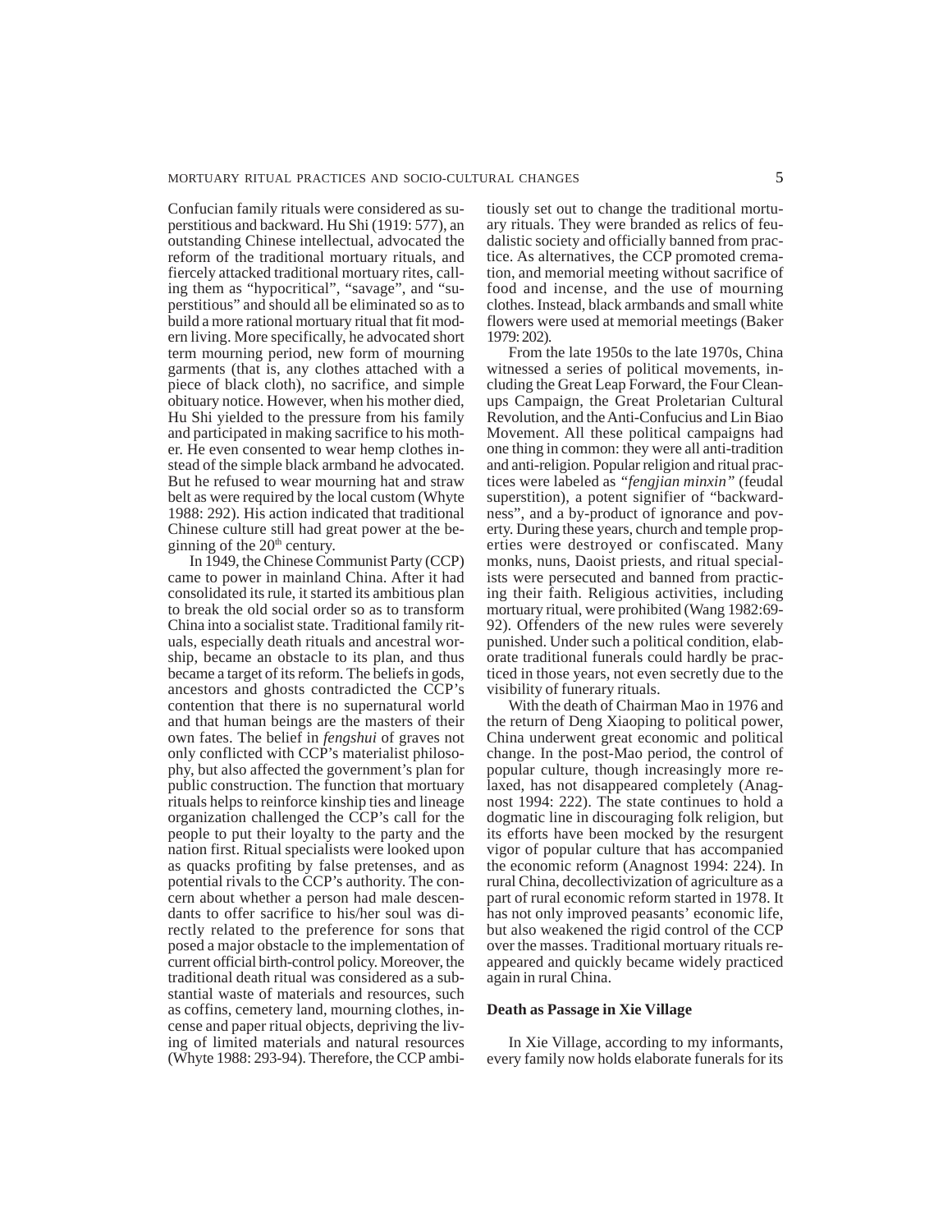Confucian family rituals were considered as superstitious and backward. Hu Shi (1919: 577), an outstanding Chinese intellectual, advocated the reform of the traditional mortuary rituals, and fiercely attacked traditional mortuary rites, calling them as "hypocritical", "savage", and "superstitious" and should all be eliminated so as to build a more rational mortuary ritual that fit modern living. More specifically, he advocated short term mourning period, new form of mourning garments (that is, any clothes attached with a piece of black cloth), no sacrifice, and simple obituary notice. However, when his mother died, Hu Shi yielded to the pressure from his family and participated in making sacrifice to his mother. He even consented to wear hemp clothes instead of the simple black armband he advocated. But he refused to wear mourning hat and straw belt as were required by the local custom (Whyte 1988: 292). His action indicated that traditional Chinese culture still had great power at the beginning of the 20th century.

In 1949, the Chinese Communist Party (CCP) came to power in mainland China. After it had consolidated its rule, it started its ambitious plan to break the old social order so as to transform China into a socialist state. Traditional family rituals, especially death rituals and ancestral worship, became an obstacle to its plan, and thus became a target of its reform. The beliefs in gods, ancestors and ghosts contradicted the CCP's contention that there is no supernatural world and that human beings are the masters of their own fates. The belief in *fengshui* of graves not only conflicted with CCP's materialist philosophy, but also affected the government's plan for public construction. The function that mortuary rituals helps to reinforce kinship ties and lineage organization challenged the CCP's call for the people to put their loyalty to the party and the nation first. Ritual specialists were looked upon as quacks profiting by false pretenses, and as potential rivals to the CCP's authority. The concern about whether a person had male descendants to offer sacrifice to his/her soul was directly related to the preference for sons that posed a major obstacle to the implementation of current official birth-control policy. Moreover, the traditional death ritual was considered as a substantial waste of materials and resources, such as coffins, cemetery land, mourning clothes, incense and paper ritual objects, depriving the living of limited materials and natural resources (Whyte 1988: 293-94). Therefore, the CCP ambitiously set out to change the traditional mortuary rituals. They were branded as relics of feudalistic society and officially banned from practice. As alternatives, the CCP promoted cremation, and memorial meeting without sacrifice of food and incense, and the use of mourning clothes. Instead, black armbands and small white flowers were used at memorial meetings (Baker 1979: 202).

From the late 1950s to the late 1970s, China witnessed a series of political movements, including the Great Leap Forward, the Four Cleanups Campaign, the Great Proletarian Cultural Revolution, and the Anti-Confucius and Lin Biao Movement. All these political campaigns had one thing in common: they were all anti-tradition and anti-religion. Popular religion and ritual practices were labeled as *"fengjian minxin"* (feudal superstition), a potent signifier of "backwardness", and a by-product of ignorance and poverty. During these years, church and temple properties were destroyed or confiscated. Many monks, nuns, Daoist priests, and ritual specialists were persecuted and banned from practicing their faith. Religious activities, including mortuary ritual, were prohibited (Wang 1982:69-92). Offenders of the new rules were severely punished. Under such a political condition, elaborate traditional funerals could hardly be practiced in those years, not even secretly due to the visibility of funerary rituals.

With the death of Chairman Mao in 1976 and the return of Deng Xiaoping to political power, China underwent great economic and political change. In the post-Mao period, the control of popular culture, though increasingly more relaxed, has not disappeared completely (Anagnost 1994: 222). The state continues to hold a dogmatic line in discouraging folk religion, but its efforts have been mocked by the resurgent vigor of popular culture that has accompanied the economic reform (Anagnost 1994: 224). In rural China, decollectivization of agriculture as a part of rural economic reform started in 1978. It has not only improved peasants' economic life, but also weakened the rigid control of the CCP over the masses. Traditional mortuary rituals reappeared and quickly became widely practiced again in rural China.

## Death as Passage in Xie Village

In Xie Village, according to my informants, every family now holds elaborate funerals for its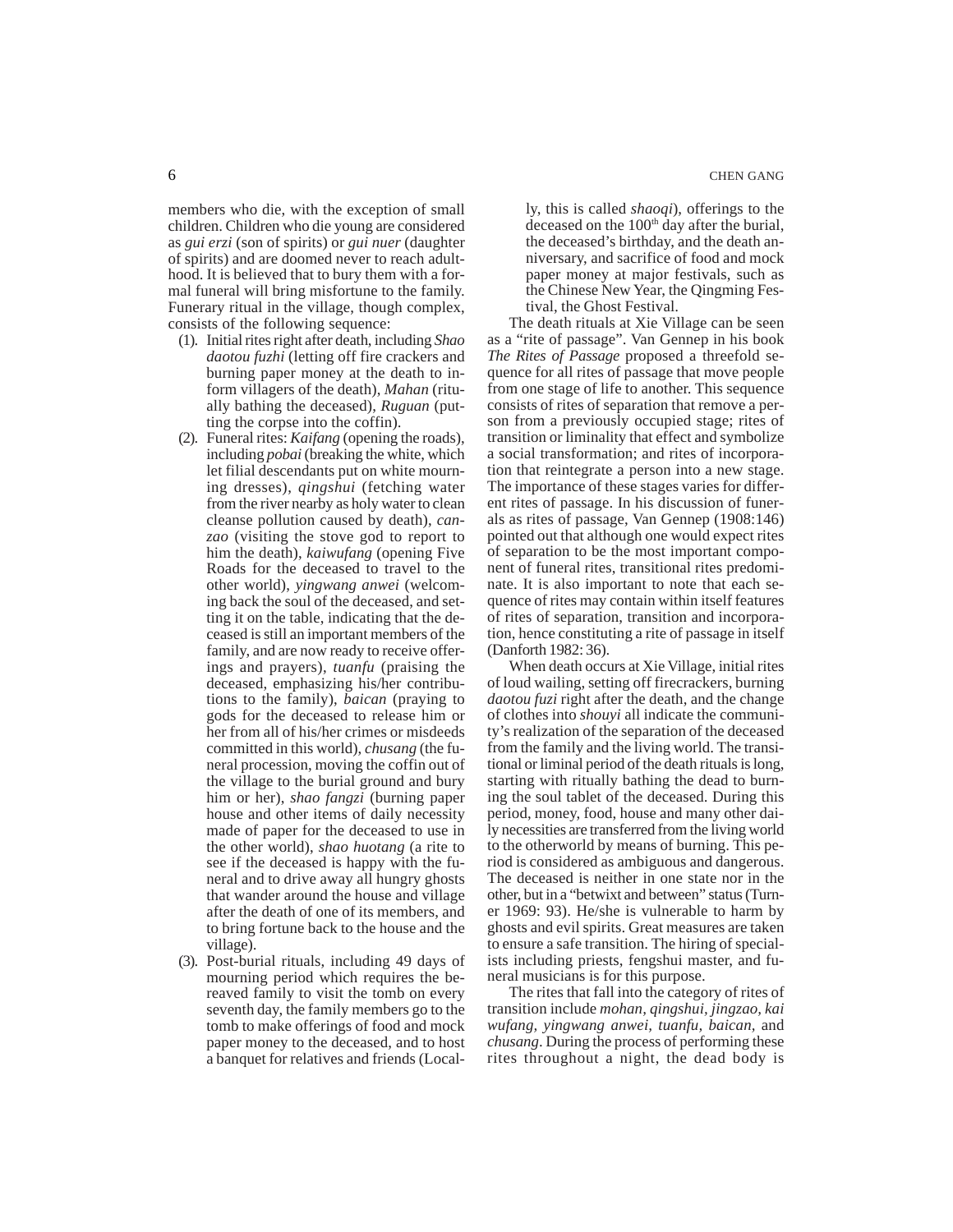members who die, with the exception of small children. Children who die young are considered as *gui erzi* (son of spirits) or *gui nuer* (daughter of spirits) and are doomed never to reach adulthood. It is believed that to bury them with a formal funeral will bring misfortune to the family. Funerary ritual in the village, though complex, consists of the following sequence:

(1). Initial rites right after death, including *Shao daotou fuzhi* (letting off fire crackers and burning paper money at the death to inform villagers of the death), *Mahan* (ritually bathing the deceased), *Ruguan* (putting the corpse into the coffin).

(2). Funeral rites: *Kaifang* (opening the roads), including *pobai* (breaking the white, which let filial descendants put on white mourning dresses), *qingshui* (fetching water from the river nearby as holy water to clean cleanse pollution caused by death), *canzao* (visiting the stove god to report to him the death), *kaiwufang* (opening Five Roads for the deceased to travel to the other world), *yingwang anwei* (welcoming back the soul of the deceased, and setting it on the table, indicating that the deceased is still an important members of the family, and are now ready to receive offerings and prayers), *tuanfu* (praising the deceased, emphasizing his/her contributions to the family), *baican* (praying to gods for the deceased to release him or her from all of his/her crimes or misdeeds committed in this world), *chusang* (the funeral procession, moving the coffin out of the village to the burial ground and bury him or her), *shao fangzi* (burning paper house and other items of daily necessity made of paper for the deceased to use in the other world), *shao huotang* (a rite to see if the deceased is happy with the funeral and to drive away all hungry ghosts that wander around the house and village after the death of one of its members, and to bring fortune back to the house and the village).

(3). Post-burial rituals, including 49 days of mourning period which requires the bereaved family to visit the tomb on every seventh day, the family members go to the tomb to make offerings of food and mock paper money to the deceased, and to host a banquet for relatives and friends (Locally, this is called *shaoqi*), offerings to the deceased on the 100th day after the burial, the deceased's birthday, and the death anniversary, and sacrifice of food and mock paper money at major festivals, such as the Chinese New Year, the Qingming Festival, the Ghost Festival.

The death rituals at Xie Village can be seen as a "rite of passage". Van Gennep in his book *The Rites of Passage* proposed a threefold sequence for all rites of passage that move people from one stage of life to another. This sequence consists of rites of separation that remove a person from a previously occupied stage; rites of transition or liminality that effect and symbolize a social transformation; and rites of incorporation that reintegrate a person into a new stage. The importance of these stages varies for different rites of passage. In his discussion of funerals as rites of passage, Van Gennep (1908:146) pointed out that although one would expect rites of separation to be the most important component of funeral rites, transitional rites predominate. It is also important to note that each sequence of rites may contain within itself features of rites of separation, transition and incorporation, hence constituting a rite of passage in itself (Danforth 1982: 36).

When death occurs at Xie Village, initial rites of loud wailing, setting off firecrackers, burning *daotou fuzi* right after the death, and the change of clothes into *shouyi* all indicate the community's realization of the separation of the deceased from the family and the living world. The transitional or liminal period of the death rituals is long, starting with ritually bathing the dead to burning the soul tablet of the deceased. During this period, money, food, house and many other daily necessities are transferred from the living world to the otherworld by means of burning. This period is considered as ambiguous and dangerous. The deceased is neither in one state nor in the other, but in a "betwixt and between" status (Turner 1969: 93). He/she is vulnerable to harm by ghosts and evil spirits. Great measures are taken to ensure a safe transition. The hiring of specialists including priests, fengshui master, and funeral musicians is for this purpose.

The rites that fall into the category of rites of transition include *mohan, qingshui, jingzao, kai wufang, yingwang anwei, tuanfu, baican,* and *chusang*. During the process of performing these rites throughout a night, the dead body is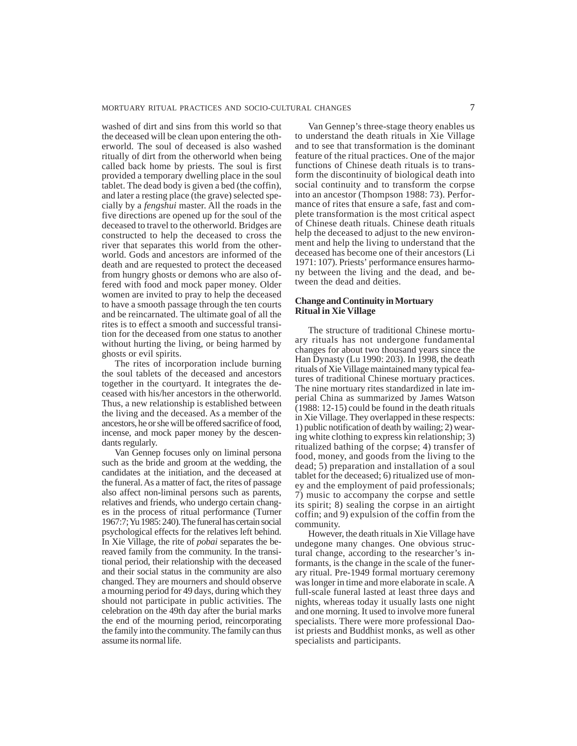washed of dirt and sins from this world so that the deceased will be clean upon entering the otherworld. The soul of deceased is also washed ritually of dirt from the otherworld when being called back home by priests. The soul is first provided a temporary dwelling place in the soul tablet. The dead body is given a bed (the coffin), and later a resting place (the grave) selected specially by a *fengshui* master. All the roads in the five directions are opened up for the soul of the deceased to travel to the otherworld. Bridges are constructed to help the deceased to cross the river that separates this world from the otherworld. Gods and ancestors are informed of the death and are requested to protect the deceased from hungry ghosts or demons who are also offered with food and mock paper money. Older women are invited to pray to help the deceased to have a smooth passage through the ten courts and be reincarnated. The ultimate goal of all the rites is to effect a smooth and successful transition for the deceased from one status to another without hurting the living, or being harmed by ghosts or evil spirits.

The rites of incorporation include burning the soul tablets of the deceased and ancestors together in the courtyard. It integrates the deceased with his/her ancestors in the otherworld. Thus, a new relationship is established between the living and the deceased. As a member of the ancestors, he or she will be offered sacrifice of food, incense, and mock paper money by the descendants regularly.

Van Gennep focuses only on liminal persona such as the bride and groom at the wedding, the candidates at the initiation, and the deceased at the funeral. As a matter of fact, the rites of passage also affect non-liminal persons such as parents, relatives and friends, who undergo certain changes in the process of ritual performance (Turner 1967:7; Yu 1985: 240). The funeral has certain social psychological effects for the relatives left behind. In Xie Village, the rite of *pobai* separates the bereaved family from the community. In the transitional period, their relationship with the deceased and their social status in the community are also changed. They are mourners and should observe a mourning period for 49 days, during which they should not participate in public activities. The celebration on the 49th day after the burial marks the end of the mourning period, reincorporating the family into the community. The family can thus assume its normal life.

Van Gennep's three-stage theory enables us to understand the death rituals in Xie Village and to see that transformation is the dominant feature of the ritual practices. One of the major functions of Chinese death rituals is to transform the discontinuity of biological death into social continuity and to transform the corpse into an ancestor (Thompson 1988: 73). Performance of rites that ensure a safe, fast and complete transformation is the most critical aspect of Chinese death rituals. Chinese death rituals help the deceased to adjust to the new environment and help the living to understand that the deceased has become one of their ancestors (Li 1971: 107). Priests' performance ensures harmony between the living and the dead, and between the dead and deities.

## Change and Continuity in Mortuary Ritual in Xie Village

The structure of traditional Chinese mortuary rituals has not undergone fundamental changes for about two thousand years since the Han Dynasty (Lu 1990: 203). In 1998, the death rituals of Xie Village maintained many typical features of traditional Chinese mortuary practices. The nine mortuary rites standardized in late imperial China as summarized by James Watson (1988: 12-15) could be found in the death rituals in Xie Village. They overlapped in these respects: 1) public notification of death by wailing; 2) wearing white clothing to express kin relationship; 3) ritualized bathing of the corpse; 4) transfer of food, money, and goods from the living to the dead; 5) preparation and installation of a soul tablet for the deceased; 6) ritualized use of money and the employment of paid professionals; 7) music to accompany the corpse and settle its spirit; 8) sealing the corpse in an airtight coffin; and 9) expulsion of the coffin from the community.

However, the death rituals in Xie Village have undegone many changes. One obvious structural change, according to the researcher's informants, is the change in the scale of the funerary ritual. Pre-1949 formal mortuary ceremony was longer in time and more elaborate in scale. A full-scale funeral lasted at least three days and nights, whereas today it usually lasts one night and one morning. It used to involve more funeral specialists. There were more professional Daoist priests and Buddhist monks, as well as other specialists and participants.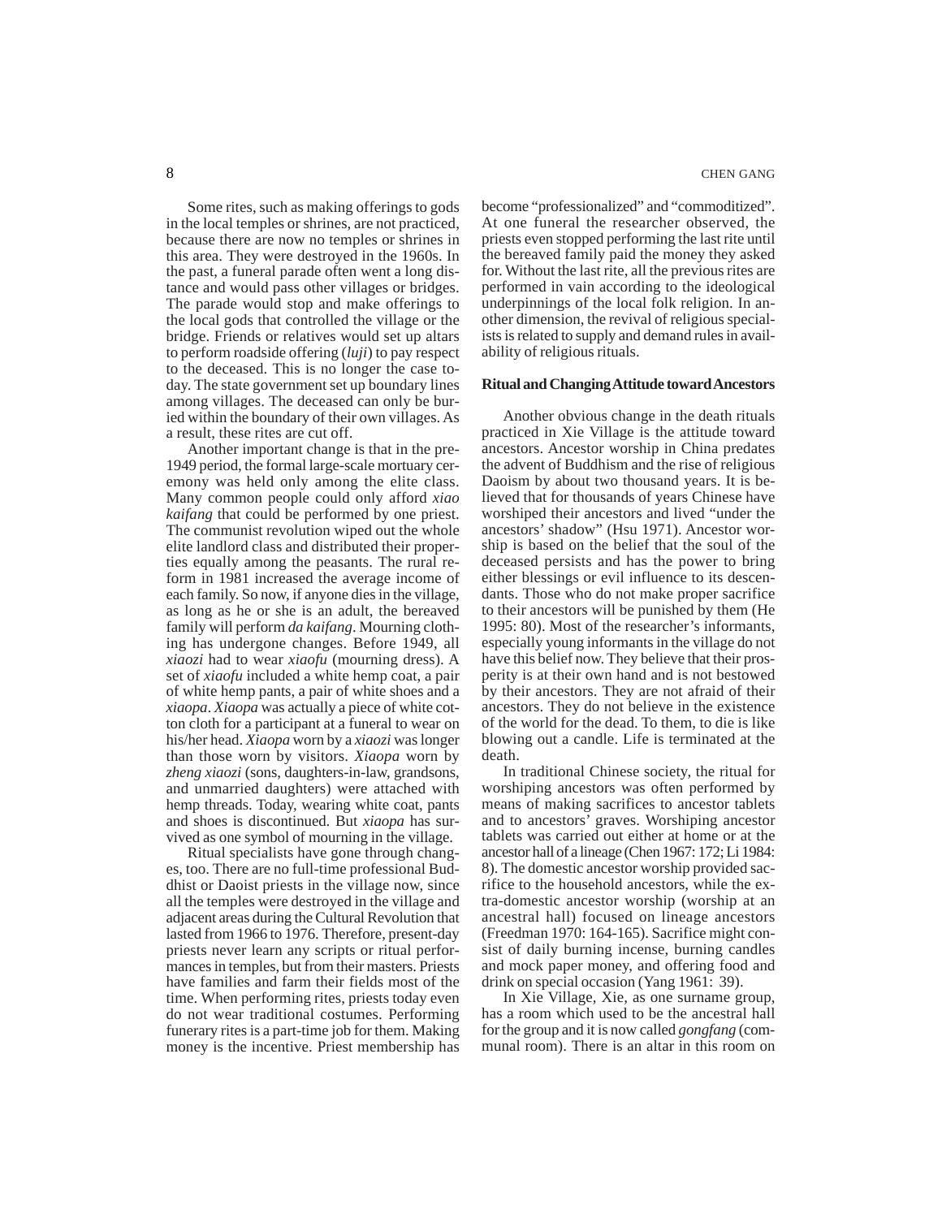Some rites, such as making offerings to gods in the local temples or shrines, are not practiced, because there are now no temples or shrines in this area. They were destroyed in the 1960s. In the past, a funeral parade often went a long distance and would pass other villages or bridges. The parade would stop and make offerings to the local gods that controlled the village or the bridge. Friends or relatives would set up altars to perform roadside offering (*luji*) to pay respect to the deceased. This is no longer the case today. The state government set up boundary lines among villages. The deceased can only be buried within the boundary of their own villages. As a result, these rites are cut off.

Another important change is that in the pre-1949 period, the formal large-scale mortuary ceremony was held only among the elite class. Many common people could only afford *xiao kaifang* that could be performed by one priest. The communist revolution wiped out the whole elite landlord class and distributed their properties equally among the peasants. The rural reform in 1981 increased the average income of each family. So now, if anyone dies in the village, as long as he or she is an adult, the bereaved family will perform *da kaifang*. Mourning clothing has undergone changes. Before 1949, all *xiaozi* had to wear *xiaofu* (mourning dress). A set of *xiaofu* included a white hemp coat, a pair of white hemp pants, a pair of white shoes and a *xiaopa*. *Xiaopa* was actually a piece of white cotton cloth for a participant at a funeral to wear on his/her head. *Xiaopa* worn by a *xiaozi* was longer than those worn by visitors. *Xiaopa* worn by *zheng xiaozi* (sons, daughters-in-law, grandsons, and unmarried daughters) were attached with hemp threads. Today, wearing white coat, pants and shoes is discontinued. But *xiaopa* has survived as one symbol of mourning in the village.

Ritual specialists have gone through changes, too. There are no full-time professional Buddhist or Daoist priests in the village now, since all the temples were destroyed in the village and adjacent areas during the Cultural Revolution that lasted from 1966 to 1976. Therefore, present-day priests never learn any scripts or ritual performances in temples, but from their masters. Priests have families and farm their fields most of the time. When performing rites, priests today even do not wear traditional costumes. Performing funerary rites is a part-time job for them. Making money is the incentive. Priest membership has become "professionalized" and "commoditized". At one funeral the researcher observed, the priests even stopped performing the last rite until the bereaved family paid the money they asked for. Without the last rite, all the previous rites are performed in vain according to the ideological underpinnings of the local folk religion. In another dimension, the revival of religious specialists is related to supply and demand rules in availability of religious rituals.

**Ritual and Changing Attitude toward Ancestors**

Another obvious change in the death rituals practiced in Xie Village is the attitude toward ancestors. Ancestor worship in China predates the advent of Buddhism and the rise of religious Daoism by about two thousand years. It is believed that for thousands of years Chinese have worshiped their ancestors and lived "under the ancestors' shadow" (Hsu 1971). Ancestor worship is based on the belief that the soul of the deceased persists and has the power to bring either blessings or evil influence to its descendants. Those who do not make proper sacrifice to their ancestors will be punished by them (He 1995: 80). Most of the researcher's informants, especially young informants in the village do not have this belief now. They believe that their prosperity is at their own hand and is not bestowed by their ancestors. They are not afraid of their ancestors. They do not believe in the existence of the world for the dead. To them, to die is like blowing out a candle. Life is terminated at the death.

In traditional Chinese society, the ritual for worshiping ancestors was often performed by means of making sacrifices to ancestor tablets and to ancestors' graves. Worshiping ancestor tablets was carried out either at home or at the ancestor hall of a lineage (Chen 1967: 172; Li 1984: 8). The domestic ancestor worship provided sacrifice to the household ancestors, while the extra-domestic ancestor worship (worship at an ancestral hall) focused on lineage ancestors (Freedman 1970: 164-165). Sacrifice might consist of daily burning incense, burning candles and mock paper money, and offering food and drink on special occasion (Yang 1961: 39).

In Xie Village, Xie, as one surname group, has a room which used to be the ancestral hall for the group and it is now called *gongfang* (communal room). There is an altar in this room on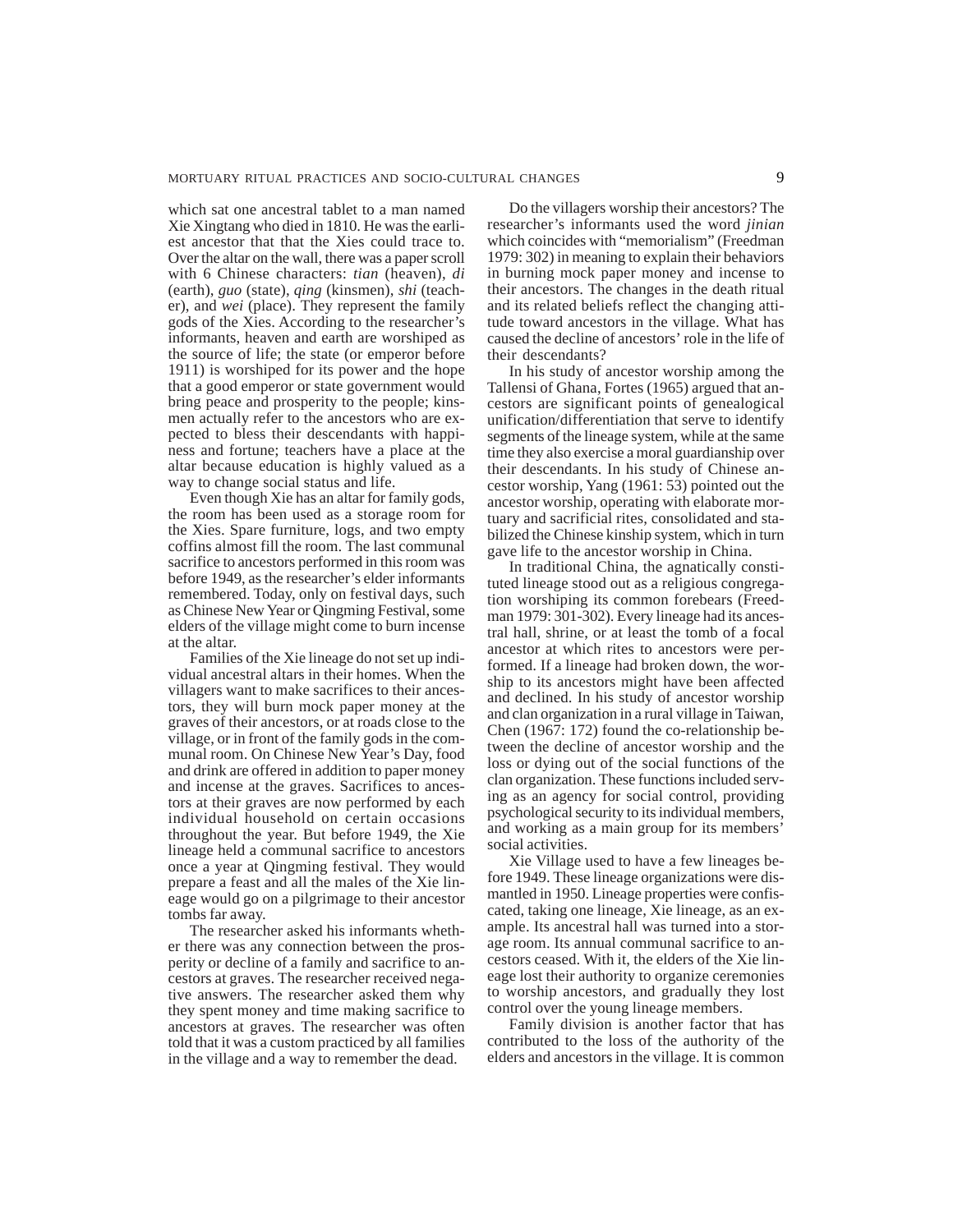which sat one ancestral tablet to a man named Xie Xingtang who died in 1810. He was the earliest ancestor that that the Xies could trace to. Over the altar on the wall, there was a paper scroll with 6 Chinese characters: *tian* (heaven), *di* (earth), *guo* (state), *qing* (kinsmen), *shi* (teacher), and *wei* (place). They represent the family gods of the Xies. According to the researcher's informants, heaven and earth are worshiped as the source of life; the state (or emperor before 1911) is worshiped for its power and the hope that a good emperor or state government would bring peace and prosperity to the people; kinsmen actually refer to the ancestors who are expected to bless their descendants with happiness and fortune; teachers have a place at the altar because education is highly valued as a way to change social status and life.

Even though Xie has an altar for family gods, the room has been used as a storage room for the Xies. Spare furniture, logs, and two empty coffins almost fill the room. The last communal sacrifice to ancestors performed in this room was before 1949, as the researcher's elder informants remembered. Today, only on festival days, such as Chinese New Year or Qingming Festival, some elders of the village might come to burn incense at the altar.

Families of the Xie lineage do not set up individual ancestral altars in their homes. When the villagers want to make sacrifices to their ancestors, they will burn mock paper money at the graves of their ancestors, or at roads close to the village, or in front of the family gods in the communal room. On Chinese New Year's Day, food and drink are offered in addition to paper money and incense at the graves. Sacrifices to ancestors at their graves are now performed by each individual household on certain occasions throughout the year. But before 1949, the Xie lineage held a communal sacrifice to ancestors once a year at Qingming festival. They would prepare a feast and all the males of the Xie lineage would go on a pilgrimage to their ancestor tombs far away.

The researcher asked his informants whether there was any connection between the prosperity or decline of a family and sacrifice to ancestors at graves. The researcher received negative answers. The researcher asked them why they spent money and time making sacrifice to ancestors at graves. The researcher was often told that it was a custom practiced by all families in the village and a way to remember the dead.

Do the villagers worship their ancestors? The researcher's informants used the word *jinian* which coincides with "memorialism" (Freedman 1979: 302) in meaning to explain their behaviors in burning mock paper money and incense to their ancestors. The changes in the death ritual and its related beliefs reflect the changing attitude toward ancestors in the village. What has caused the decline of ancestors' role in the life of their descendants?

In his study of ancestor worship among the Tallensi of Ghana, Fortes (1965) argued that ancestors are significant points of genealogical unification/differentiation that serve to identify segments of the lineage system, while at the same time they also exercise a moral guardianship over their descendants. In his study of Chinese ancestor worship, Yang (1961: 53) pointed out the ancestor worship, operating with elaborate mortuary and sacrificial rites, consolidated and stabilized the Chinese kinship system, which in turn gave life to the ancestor worship in China.

In traditional China, the agnatically constituted lineage stood out as a religious congregation worshiping its common forebears (Freedman 1979: 301-302). Every lineage had its ancestral hall, shrine, or at least the tomb of a focal ancestor at which rites to ancestors were performed. If a lineage had broken down, the worship to its ancestors might have been affected and declined. In his study of ancestor worship and clan organization in a rural village in Taiwan, Chen (1967: 172) found the co-relationship between the decline of ancestor worship and the loss or dying out of the social functions of the clan organization. These functions included serving as an agency for social control, providing psychological security to its individual members, and working as a main group for its members' social activities.

Xie Village used to have a few lineages before 1949. These lineage organizations were dismantled in 1950. Lineage properties were confiscated, taking one lineage, Xie lineage, as an example. Its ancestral hall was turned into a storage room. Its annual communal sacrifice to ancestors ceased. With it, the elders of the Xie lineage lost their authority to organize ceremonies to worship ancestors, and gradually they lost control over the young lineage members.

Family division is another factor that has contributed to the loss of the authority of the elders and ancestors in the village. It is common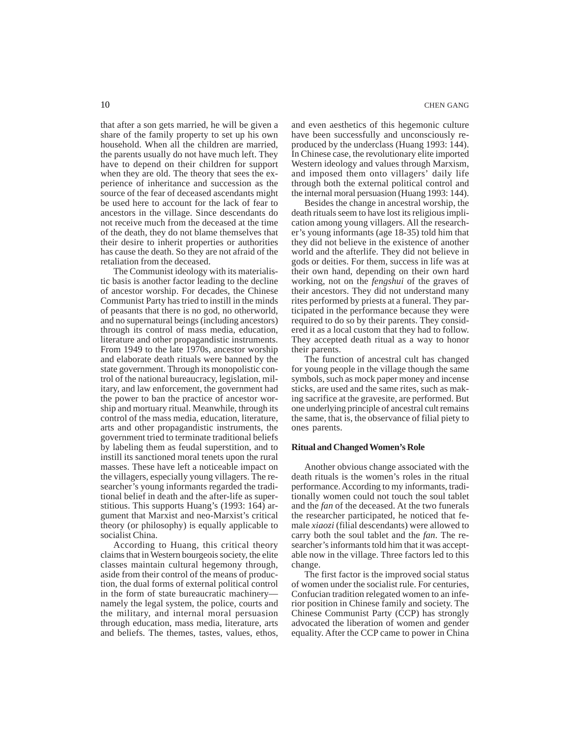that after a son gets married, he will be given a share of the family property to set up his own household. When all the children are married, the parents usually do not have much left. They have to depend on their children for support when they are old. The theory that sees the experience of inheritance and succession as the source of the fear of deceased ascendants might be used here to account for the lack of fear to ancestors in the village. Since descendants do not receive much from the deceased at the time of the death, they do not blame themselves that their desire to inherit properties or authorities has cause the death. So they are not afraid of the retaliation from the deceased.

The Communist ideology with its materialistic basis is another factor leading to the decline of ancestor worship. For decades, the Chinese Communist Party has tried to instill in the minds of peasants that there is no god, no otherworld, and no supernatural beings (including ancestors) through its control of mass media, education, literature and other propagandistic instruments. From 1949 to the late 1970s, ancestor worship and elaborate death rituals were banned by the state government. Through its monopolistic control of the national bureaucracy, legislation, military, and law enforcement, the government had the power to ban the practice of ancestor worship and mortuary ritual. Meanwhile, through its control of the mass media, education, literature, arts and other propagandistic instruments, the government tried to terminate traditional beliefs by labeling them as feudal superstition, and to instill its sanctioned moral tenets upon the rural masses. These have left a noticeable impact on the villagers, especially young villagers. The researcher's young informants regarded the traditional belief in death and the after-life as superstitious. This supports Huang's (1993: 164) argument that Marxist and neo-Marxist's critical theory (or philosophy) is equally applicable to socialist China.

According to Huang, this critical theory claims that in Western bourgeois society, the elite classes maintain cultural hegemony through, aside from their control of the means of production, the dual forms of external political control in the form of state bureaucratic machinery—namely the legal system, the police, courts and the military, and internal moral persuasion through education, mass media, literature, arts and beliefs. The themes, tastes, values, ethos, and even aesthetics of this hegemonic culture have been successfully and unconsciously reproduced by the underclass (Huang 1993: 144). In Chinese case, the revolutionary elite imported Western ideology and values through Marxism, and imposed them onto villagers' daily life through both the external political control and the internal moral persuasion (Huang 1993: 144).

Besides the change in ancestral worship, the death rituals seem to have lost its religious implication among young villagers. All the researcher's young informants (age 18-35) told him that they did not believe in the existence of another world and the afterlife. They did not believe in gods or deities. For them, success in life was at their own hand, depending on their own hard working, not on the *fengshui* of the graves of their ancestors. They did not understand many rites performed by priests at a funeral. They participated in the performance because they were required to do so by their parents. They considered it as a local custom that they had to follow. They accepted death ritual as a way to honor their parents.

The function of ancestral cult has changed for young people in the village though the same symbols, such as mock paper money and incense sticks, are used and the same rites, such as making sacrifice at the gravesite, are performed. But one underlying principle of ancestral cult remains the same, that is, the observance of filial piety to ones parents.

**Ritual and Changed Women's Role**

Another obvious change associated with the death rituals is the women's roles in the ritual performance. According to my informants, traditionally women could not touch the soul tablet and the *fan* of the deceased. At the two funerals the researcher participated, he noticed that female *xiaozi* (filial descendants) were allowed to carry both the soul tablet and the *fan*. The researcher's informants told him that it was acceptable now in the village. Three factors led to this change.

The first factor is the improved social status of women under the socialist rule. For centuries, Confucian tradition relegated women to an inferior position in Chinese family and society. The Chinese Communist Party (CCP) has strongly advocated the liberation of women and gender equality. After the CCP came to power in China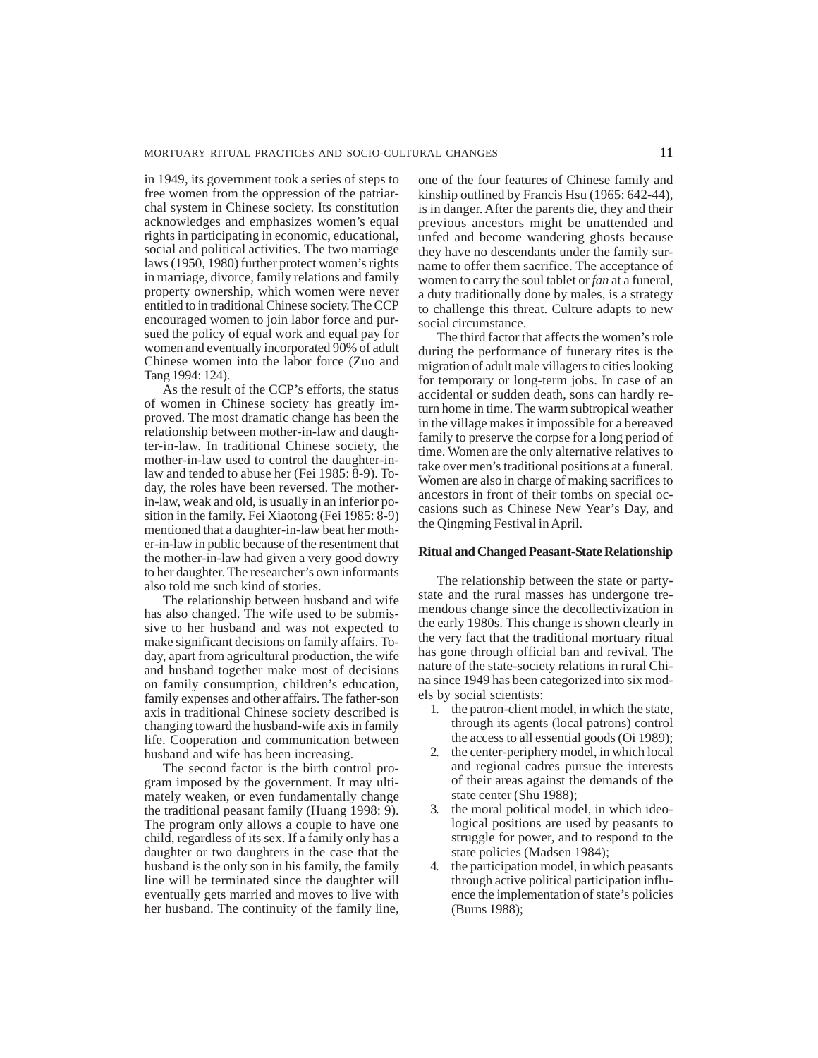in 1949, its government took a series of steps to free women from the oppression of the patriarchal system in Chinese society. Its constitution acknowledges and emphasizes women's equal rights in participating in economic, educational, social and political activities. The two marriage laws (1950, 1980) further protect women's rights in marriage, divorce, family relations and family property ownership, which women were never entitled to in traditional Chinese society. The CCP encouraged women to join labor force and pursued the policy of equal work and equal pay for women and eventually incorporated 90% of adult Chinese women into the labor force (Zuo and Tang 1994: 124).

As the result of the CCP's efforts, the status of women in Chinese society has greatly improved. The most dramatic change has been the relationship between mother-in-law and daughter-in-law. In traditional Chinese society, the mother-in-law used to control the daughter-in-law and tended to abuse her (Fei 1985: 8-9). Today, the roles have been reversed. The mother-in-law, weak and old, is usually in an inferior position in the family. Fei Xiaotong (Fei 1985: 8-9) mentioned that a daughter-in-law beat her mother-in-law in public because of the resentment that the mother-in-law had given a very good dowry to her daughter. The researcher's own informants also told me such kind of stories.

The relationship between husband and wife has also changed. The wife used to be submissive to her husband and was not expected to make significant decisions on family affairs. Today, apart from agricultural production, the wife and husband together make most of decisions on family consumption, children's education, family expenses and other affairs. The father-son axis in traditional Chinese society described is changing toward the husband-wife axis in family life. Cooperation and communication between husband and wife has been increasing.

The second factor is the birth control program imposed by the government. It may ultimately weaken, or even fundamentally change the traditional peasant family (Huang 1998: 9). The program only allows a couple to have one child, regardless of its sex. If a family only has a daughter or two daughters in the case that the husband is the only son in his family, the family line will be terminated since the daughter will eventually gets married and moves to live with her husband. The continuity of the family line, one of the four features of Chinese family and kinship outlined by Francis Hsu (1965: 642-44), is in danger. After the parents die, they and their previous ancestors might be unattended and unfed and become wandering ghosts because they have no descendants under the family surname to offer them sacrifice. The acceptance of women to carry the soul tablet or *fan* at a funeral, a duty traditionally done by males, is a strategy to challenge this threat. Culture adapts to new social circumstance.

The third factor that affects the women's role during the performance of funerary rites is the migration of adult male villagers to cities looking for temporary or long-term jobs. In case of an accidental or sudden death, sons can hardly return home in time. The warm subtropical weather in the village makes it impossible for a bereaved family to preserve the corpse for a long period of time. Women are the only alternative relatives to take over men's traditional positions at a funeral. Women are also in charge of making sacrifices to ancestors in front of their tombs on special occasions such as Chinese New Year's Day, and the Qingming Festival in April.

**Ritual and Changed Peasant-State Relationship**

The relationship between the state or party-state and the rural masses has undergone tremendous change since the decollectivization in the early 1980s. This change is shown clearly in the very fact that the traditional mortuary ritual has gone through official ban and revival. The nature of the state-society relations in rural China since 1949 has been categorized into six models by social scientists:

1. the patron-client model, in which the state, through its agents (local patrons) control the access to all essential goods (Oi 1989);
2. the center-periphery model, in which local and regional cadres pursue the interests of their areas against the demands of the state center (Shu 1988);
3. the moral political model, in which ideological positions are used by peasants to struggle for power, and to respond to the state policies (Madsen 1984);
4. the participation model, in which peasants through active political participation influence the implementation of state's policies (Burns 1988);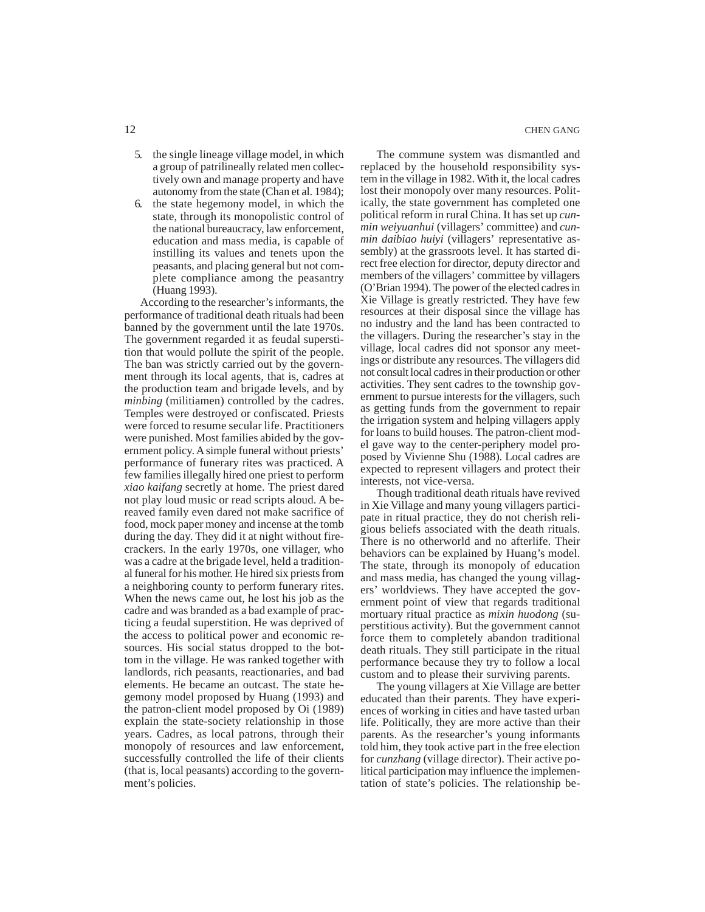5. the single lineage village model, in which a group of patrilineally related men collectively own and manage property and have autonomy from the state (Chan et al. 1984);
6. the state hegemony model, in which the state, through its monopolistic control of the national bureaucracy, law enforcement, education and mass media, is capable of instilling its values and tenets upon the peasants, and placing general but not complete compliance among the peasantry (Huang 1993).

According to the researcher's informants, the performance of traditional death rituals had been banned by the government until the late 1970s. The government regarded it as feudal superstition that would pollute the spirit of the people. The ban was strictly carried out by the government through its local agents, that is, cadres at the production team and brigade levels, and by *minbing* (militiamen) controlled by the cadres. Temples were destroyed or confiscated. Priests were forced to resume secular life. Practitioners were punished. Most families abided by the government policy. A simple funeral without priests' performance of funerary rites was practiced. A few families illegally hired one priest to perform *xiao kaifang* secretly at home. The priest dared not play loud music or read scripts aloud. A bereaved family even dared not make sacrifice of food, mock paper money and incense at the tomb during the day. They did it at night without firecrackers. In the early 1970s, one villager, who was a cadre at the brigade level, held a traditional funeral for his mother. He hired six priests from a neighboring county to perform funerary rites. When the news came out, he lost his job as the cadre and was branded as a bad example of practicing a feudal superstition. He was deprived of the access to political power and economic resources. His social status dropped to the bottom in the village. He was ranked together with landlords, rich peasants, reactionaries, and bad elements. He became an outcast. The state hegemony model proposed by Huang (1993) and the patron-client model proposed by Oi (1989) explain the state-society relationship in those years. Cadres, as local patrons, through their monopoly of resources and law enforcement, successfully controlled the life of their clients (that is, local peasants) according to the government's policies.

The commune system was dismantled and replaced by the household responsibility system in the village in 1982. With it, the local cadres lost their monopoly over many resources. Politically, the state government has completed one political reform in rural China. It has set up *cunmin weiyuanhui* (villagers' committee) and *cunmin daibiao huiyi* (villagers' representative assembly) at the grassroots level. It has started direct free election for director, deputy director and members of the villagers' committee by villagers (O'Brian 1994). The power of the elected cadres in Xie Village is greatly restricted. They have few resources at their disposal since the village has no industry and the land has been contracted to the villagers. During the researcher's stay in the village, local cadres did not sponsor any meetings or distribute any resources. The villagers did not consult local cadres in their production or other activities. They sent cadres to the township government to pursue interests for the villagers, such as getting funds from the government to repair the irrigation system and helping villagers apply for loans to build houses. The patron-client model gave way to the center-periphery model proposed by Vivienne Shu (1988). Local cadres are expected to represent villagers and protect their interests, not vice-versa.

Though traditional death rituals have revived in Xie Village and many young villagers participate in ritual practice, they do not cherish religious beliefs associated with the death rituals. There is no otherworld and no afterlife. Their behaviors can be explained by Huang's model. The state, through its monopoly of education and mass media, has changed the young villagers' worldviews. They have accepted the government point of view that regards traditional mortuary ritual practice as *mixin huodong* (superstitious activity). But the government cannot force them to completely abandon traditional death rituals. They still participate in the ritual performance because they try to follow a local custom and to please their surviving parents.

The young villagers at Xie Village are better educated than their parents. They have experiences of working in cities and have tasted urban life. Politically, they are more active than their parents. As the researcher's young informants told him, they took active part in the free election for *cunzhang* (village director). Their active political participation may influence the implementation of state's policies. The relationship be-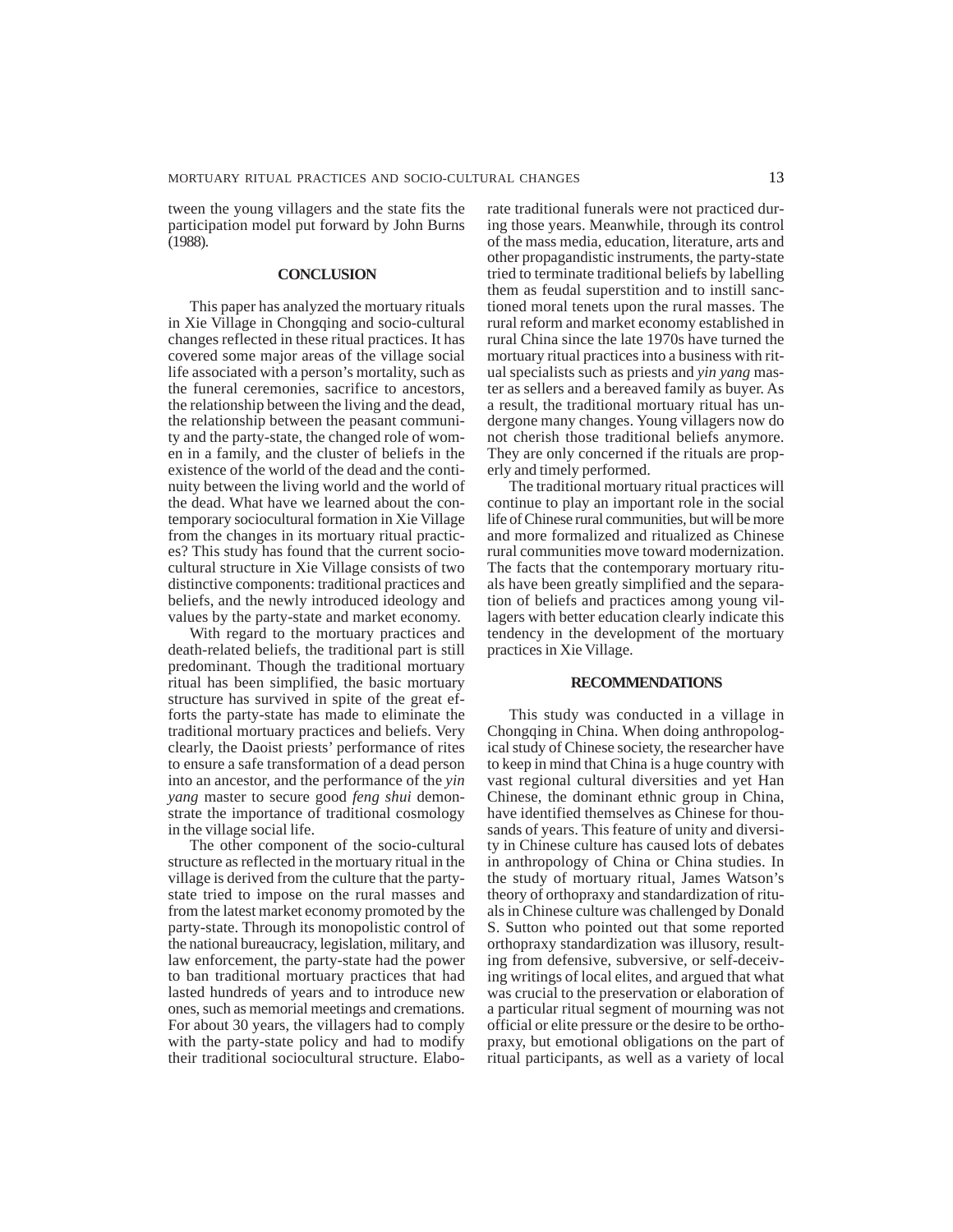tween the young villagers and the state fits the participation model put forward by John Burns (1988).

## CONCLUSION

This paper has analyzed the mortuary rituals in Xie Village in Chongqing and socio-cultural changes reflected in these ritual practices. It has covered some major areas of the village social life associated with a person's mortality, such as the funeral ceremonies, sacrifice to ancestors, the relationship between the living and the dead, the relationship between the peasant community and the party-state, the changed role of women in a family, and the cluster of beliefs in the existence of the world of the dead and the continuity between the living world and the world of the dead. What have we learned about the contemporary sociocultural formation in Xie Village from the changes in its mortuary ritual practices? This study has found that the current socio-cultural structure in Xie Village consists of two distinctive components: traditional practices and beliefs, and the newly introduced ideology and values by the party-state and market economy.

With regard to the mortuary practices and death-related beliefs, the traditional part is still predominant. Though the traditional mortuary ritual has been simplified, the basic mortuary structure has survived in spite of the great efforts the party-state has made to eliminate the traditional mortuary practices and beliefs. Very clearly, the Daoist priests' performance of rites to ensure a safe transformation of a dead person into an ancestor, and the performance of the *yin yang* master to secure good *feng shui* demonstrate the importance of traditional cosmology in the village social life.

The other component of the socio-cultural structure as reflected in the mortuary ritual in the village is derived from the culture that the party-state tried to impose on the rural masses and from the latest market economy promoted by the party-state. Through its monopolistic control of the national bureaucracy, legislation, military, and law enforcement, the party-state had the power to ban traditional mortuary practices that had lasted hundreds of years and to introduce new ones, such as memorial meetings and cremations. For about 30 years, the villagers had to comply with the party-state policy and had to modify their traditional sociocultural structure. Elaborate traditional funerals were not practiced during those years. Meanwhile, through its control of the mass media, education, literature, arts and other propagandistic instruments, the party-state tried to terminate traditional beliefs by labelling them as feudal superstition and to instill sanctioned moral tenets upon the rural masses. The rural reform and market economy established in rural China since the late 1970s have turned the mortuary ritual practices into a business with ritual specialists such as priests and *yin yang* master as sellers and a bereaved family as buyer. As a result, the traditional mortuary ritual has undergone many changes. Young villagers now do not cherish those traditional beliefs anymore. They are only concerned if the rituals are properly and timely performed.

The traditional mortuary ritual practices will continue to play an important role in the social life of Chinese rural communities, but will be more and more formalized and ritualized as Chinese rural communities move toward modernization. The facts that the contemporary mortuary rituals have been greatly simplified and the separation of beliefs and practices among young villagers with better education clearly indicate this tendency in the development of the mortuary practices in Xie Village.

## RECOMMENDATIONS

This study was conducted in a village in Chongqing in China. When doing anthropological study of Chinese society, the researcher have to keep in mind that China is a huge country with vast regional cultural diversities and yet Han Chinese, the dominant ethnic group in China, have identified themselves as Chinese for thousands of years. This feature of unity and diversity in Chinese culture has caused lots of debates in anthropology of China or China studies. In the study of mortuary ritual, James Watson's theory of orthopraxy and standardization of rituals in Chinese culture was challenged by Donald S. Sutton who pointed out that some reported orthopraxy standardization was illusory, resulting from defensive, subversive, or self-deceiving writings of local elites, and argued that what was crucial to the preservation or elaboration of a particular ritual segment of mourning was not official or elite pressure or the desire to be orthopraxy, but emotional obligations on the part of ritual participants, as well as a variety of local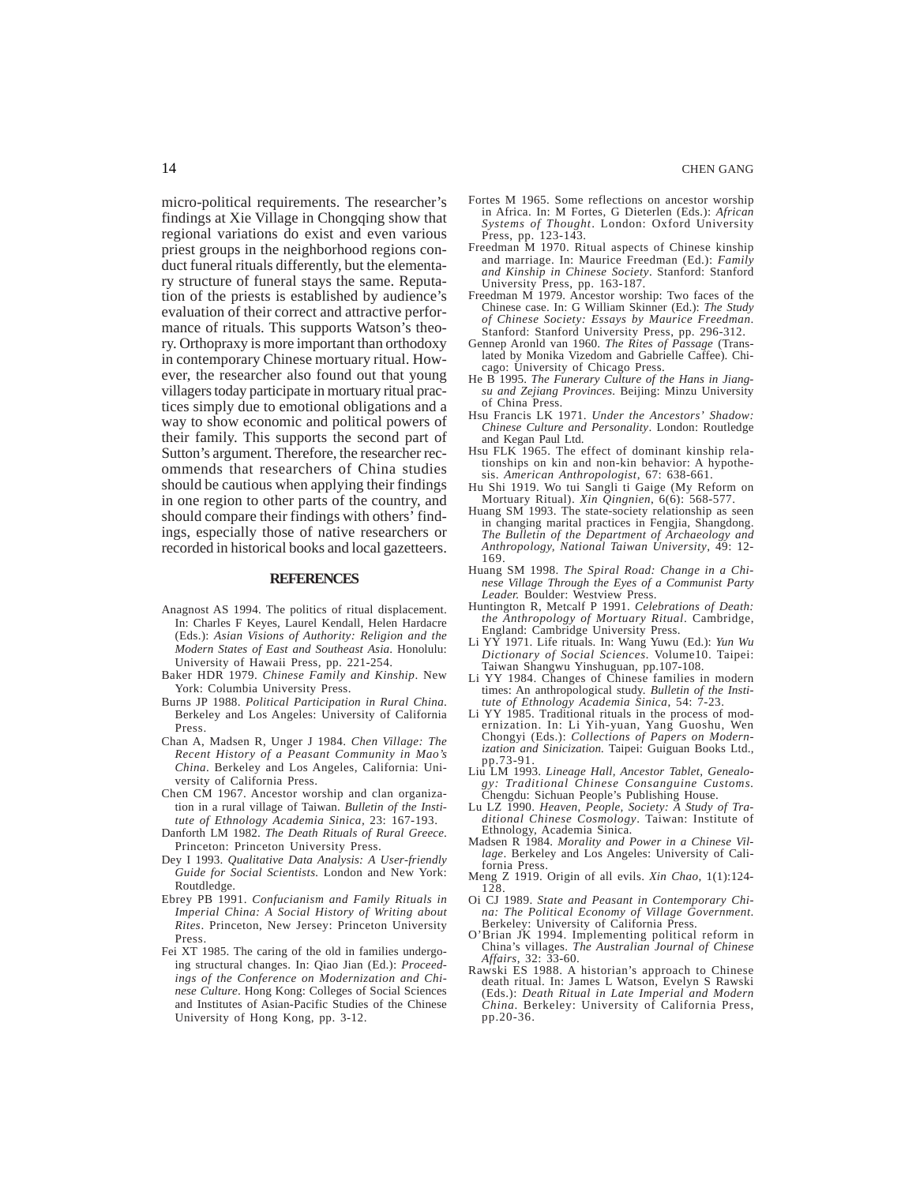micro-political requirements. The researcher's findings at Xie Village in Chongqing show that regional variations do exist and even various priest groups in the neighborhood regions conduct funeral rituals differently, but the elementary structure of funeral stays the same. Reputation of the priests is established by audience's evaluation of their correct and attractive performance of rituals. This supports Watson's theory. Orthopraxy is more important than orthodoxy in contemporary Chinese mortuary ritual. However, the researcher also found out that young villagers today participate in mortuary ritual practices simply due to emotional obligations and a way to show economic and political powers of their family. This supports the second part of Sutton's argument. Therefore, the researcher recommends that researchers of China studies should be cautious when applying their findings in one region to other parts of the country, and should compare their findings with others' findings, especially those of native researchers or recorded in historical books and local gazetteers.

## REFERENCES

Anagnost AS 1994. The politics of ritual displacement. In: Charles F Keyes, Laurel Kendall, Helen Hardacre (Eds.): *Asian Visions of Authority: Religion and the Modern States of East and Southeast Asia.* Honolulu: University of Hawaii Press, pp. 221-254.

Baker HDR 1979. *Chinese Family and Kinship*. New York: Columbia University Press.

Burns JP 1988. *Political Participation in Rural China*. Berkeley and Los Angeles: University of California Press.

Chan A, Madsen R, Unger J 1984. *Chen Village: The Recent History of a Peasant Community in Mao's China*. Berkeley and Los Angeles, California: University of California Press.

Chen CM 1967. Ancestor worship and clan organization in a rural village of Taiwan. *Bulletin of the Institute of Ethnology Academia Sinica*, 23: 167-193.

Danforth LM 1982. *The Death Rituals of Rural Greece*. Princeton: Princeton University Press.

Dey I 1993. *Qualitative Data Analysis: A User-friendly Guide for Social Scientists*. London and New York: Routdledge.

Ebrey PB 1991. *Confucianism and Family Rituals in Imperial China: A Social History of Writing about Rites*. Princeton, New Jersey: Princeton University Press.

Fei XT 1985. The caring of the old in families undergoing structural changes. In: Qiao Jian (Ed.): *Proceedings of the Conference on Modernization and Chinese Culture*. Hong Kong: Colleges of Social Sciences and Institutes of Asian-Pacific Studies of the Chinese University of Hong Kong, pp. 3-12.

Fortes M 1965. Some reflections on ancestor worship in Africa. In: M Fortes, G Dieterlen (Eds.): *African Systems of Thought*. London: Oxford University Press, pp. 123-143.

Freedman M 1970. Ritual aspects of Chinese kinship and marriage. In: Maurice Freedman (Ed.): *Family and Kinship in Chinese Society*. Stanford: Stanford University Press, pp. 163-187.

Freedman M 1979. Ancestor worship: Two faces of the Chinese case. In: G William Skinner (Ed.): *The Study of Chinese Society: Essays by Maurice Freedman*. Stanford: Stanford University Press, pp. 296-312.

Gennep Aronld van 1960. *The Rites of Passage* (Translated by Monika Vizedom and Gabrielle Caffee). Chicago: University of Chicago Press.

He B 1995. *The Funerary Culture of the Hans in Jiangsu and Zejiang Provinces.* Beijing: Minzu University of China Press.

Hsu Francis LK 1971. *Under the Ancestors' Shadow: Chinese Culture and Personality*. London: Routledge and Kegan Paul Ltd.

Hsu FLK 1965. The effect of dominant kinship relationships on kin and non-kin behavior: A hypothesis. *American Anthropologist*, 67: 638-661.

Hu Shi 1919. Wo tui Sangli ti Gaige (My Reform on Mortuary Ritual). *Xin Qingnien*, 6(6): 568-577.

Huang SM 1993. The state-society relationship as seen in changing marital practices in Fengjia, Shangdong. *The Bulletin of the Department of Archaeology and Anthropology, National Taiwan University*, 49: 12-169.

Huang SM 1998. *The Spiral Road: Change in a Chinese Village Through the Eyes of a Communist Party Leader.* Boulder: Westview Press.

Huntington R, Metcalf P 1991. *Celebrations of Death: the Anthropology of Mortuary Ritual*. Cambridge, England: Cambridge University Press.

Li YY 1971. Life rituals. In: Wang Yuwu (Ed.): *Yun Wu Dictionary of Social Sciences*. Volume10. Taipei: Taiwan Shangwu Yinshuguan, pp.107-108.

Li YY 1984. Changes of Chinese families in modern times: An anthropological study. *Bulletin of the Institute of Ethnology Academia Sinica*, 54: 7-23.

Li YY 1985. Traditional rituals in the process of modernization. In: Li Yih-yuan, Yang Guoshu, Wen Chongyi (Eds.): *Collections of Papers on Modernization and Sinicization.* Taipei: Guiguan Books Ltd., pp.73-91.

Liu LM 1993. *Lineage Hall, Ancestor Tablet, Genealogy: Traditional Chinese Consanguine Customs*. Chengdu: Sichuan People's Publishing House.

Lu LZ 1990. *Heaven, People, Society: A Study of Traditional Chinese Cosmology*. Taiwan: Institute of Ethnology, Academia Sinica.

Madsen R 1984. *Morality and Power in a Chinese Village*. Berkeley and Los Angeles: University of California Press.

Meng Z 1919. Origin of all evils. *Xin Chao*, 1(1):124-128.

Oi CJ 1989. *State and Peasant in Contemporary China: The Political Economy of Village Government*. Berkeley: University of California Press.

O'Brian JK 1994. Implementing political reform in China's villages. *The Australian Journal of Chinese Affairs*, 32: 33-60.

Rawski ES 1988. A historian's approach to Chinese death ritual. In: James L Watson, Evelyn S Rawski (Eds.): *Death Ritual in Late Imperial and Modern China*. Berkeley: University of California Press, pp.20-36.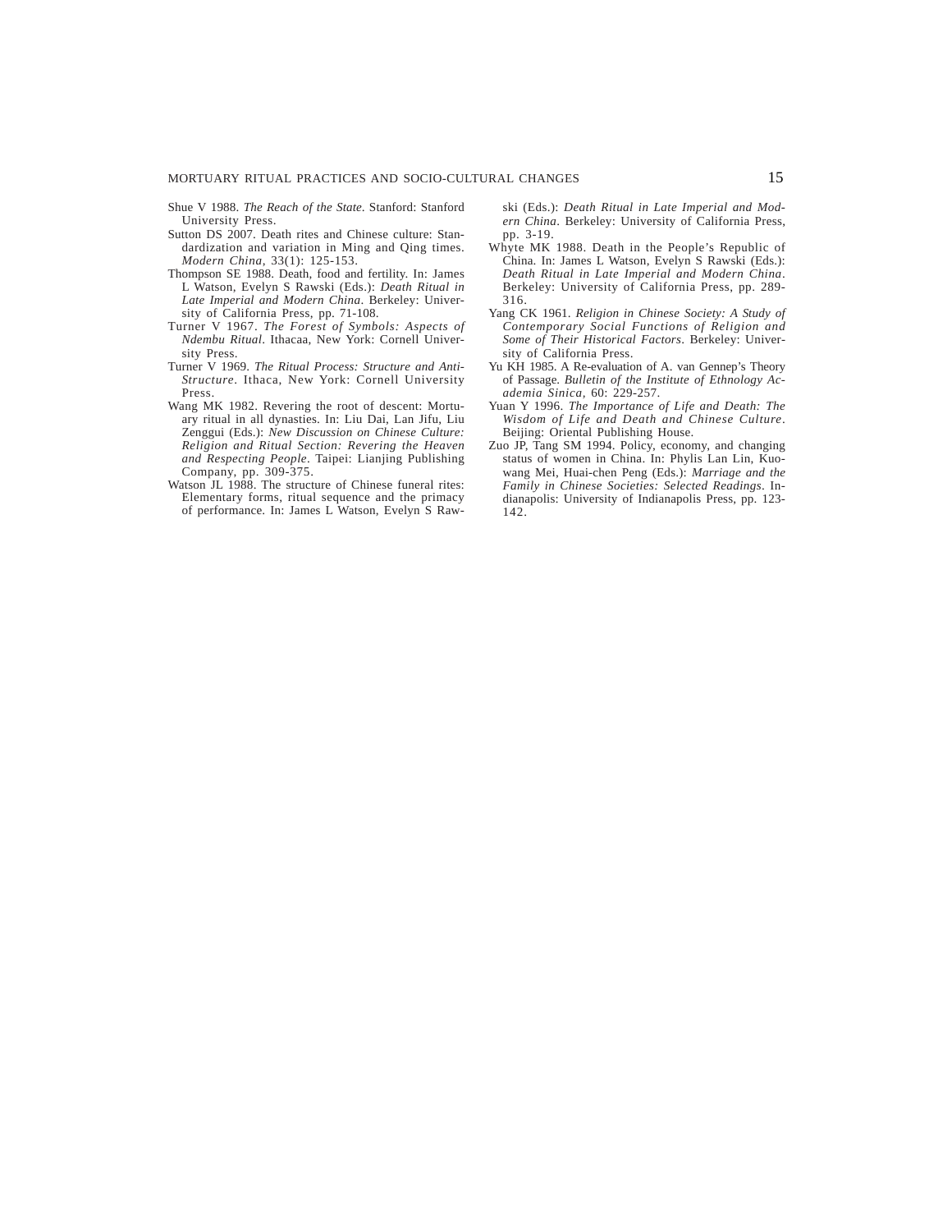Shue V 1988. *The Reach of the State*. Stanford: Stanford University Press.

Sutton DS 2007. Death rites and Chinese culture: Standardization and variation in Ming and Qing times. *Modern China*, 33(1): 125-153.

Thompson SE 1988. Death, food and fertility. In: James L Watson, Evelyn S Rawski (Eds.): *Death Ritual in Late Imperial and Modern China*. Berkeley: University of California Press, pp. 71-108.

Turner V 1967. *The Forest of Symbols: Aspects of Ndembu Ritual*. Ithacaa, New York: Cornell University Press.

Turner V 1969. *The Ritual Process: Structure and Anti-Structure*. Ithaca, New York: Cornell University Press.

Wang MK 1982. Revering the root of descent: Mortuary ritual in all dynasties. In: Liu Dai, Lan Jifu, Liu Zenggui (Eds.): *New Discussion on Chinese Culture: Religion and Ritual Section: Revering the Heaven and Respecting People*. Taipei: Lianjing Publishing Company, pp. 309-375.

Watson JL 1988. The structure of Chinese funeral rites: Elementary forms, ritual sequence and the primacy of performance. In: James L Watson, Evelyn S Rawski (Eds.): *Death Ritual in Late Imperial and Modern China*. Berkeley: University of California Press, pp. 3-19.

Whyte MK 1988. Death in the People's Republic of China. In: James L Watson, Evelyn S Rawski (Eds.): *Death Ritual in Late Imperial and Modern China*. Berkeley: University of California Press, pp. 289-316.

Yang CK 1961. *Religion in Chinese Society: A Study of Contemporary Social Functions of Religion and Some of Their Historical Factors*. Berkeley: University of California Press.

Yu KH 1985. A Re-evaluation of A. van Gennep's Theory of Passage. *Bulletin of the Institute of Ethnology Academia Sinica*, 60: 229-257.

Yuan Y 1996. *The Importance of Life and Death: The Wisdom of Life and Death and Chinese Culture*. Beijing: Oriental Publishing House.

Zuo JP, Tang SM 1994. Policy, economy, and changing status of women in China. In: Phylis Lan Lin, Kuowang Mei, Huai-chen Peng (Eds.): *Marriage and the Family in Chinese Societies: Selected Readings*. Indianapolis: University of Indianapolis Press, pp. 123-142.